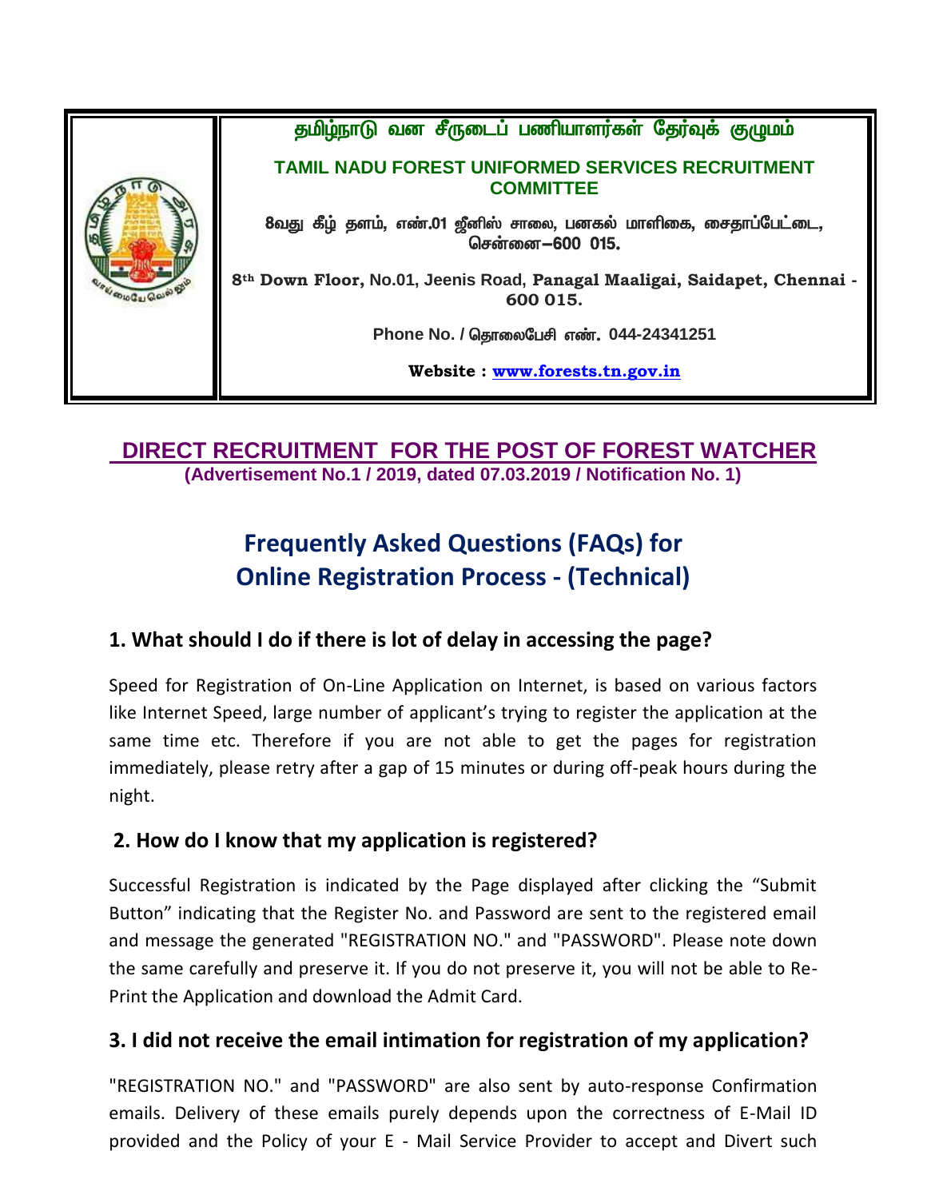தமிழ்நாடு வன சீருடைப் பணியாளர்கள் தேர்வுக் குழுமம்

**TAMIL NADU FOREST UNIFORMED SERVICES RECRUITMENT COMMITTEE**

8வது கீழ் தளம், எண்.01 ஜீனிஸ் சாலை, பனகல் மாளிகை, சைதாப்பேட்டை, சென்னை–600 015.

8th Down Floor, No.01, Jeenis Road, Panagal Maaligai, Saidapet, Chennai - 600 015.

Phone No. / தொலைபேசி எண். 044-24341251

Website : [www.forests.tn.gov.in](http://www.forests.tn.gov.in)

## DIRECT RECRUITMENT FOR THE POST OF FOREST WATCHER

**(Advertisement No.1 / 2019, dated 07.03.2019 / Notification No. 1)**

# Frequently Asked Questions (FAQs) for Online Registration Process - (Technical)

### 1. What should I do if there is lot of delay in accessing the page?

Speed for Registration of On-Line Application on Internet, is based on various factors like Internet Speed, large number of applicant's trying to register the application at the same time etc. Therefore if you are not able to get the pages for registration immediately, please retry after a gap of 15 minutes or during off-peak hours during the night.

### 2. How do I know that my application is registered?

Successful Registration is indicated by the Page displayed after clicking the "Submit Button" indicating that the Register No. and Password are sent to the registered email and message the generated "REGISTRATION NO." and "PASSWORD". Please note down the same carefully and preserve it. If you do not preserve it, you will not be able to Re-Print the Application and download the Admit Card.

### 3. I did not receive the email intimation for registration of my application?

"REGISTRATION NO." and "PASSWORD" are also sent by auto-response Confirmation emails. Delivery of these emails purely depends upon the correctness of E-Mail ID provided and the Policy of your E - Mail Service Provider to accept and Divert such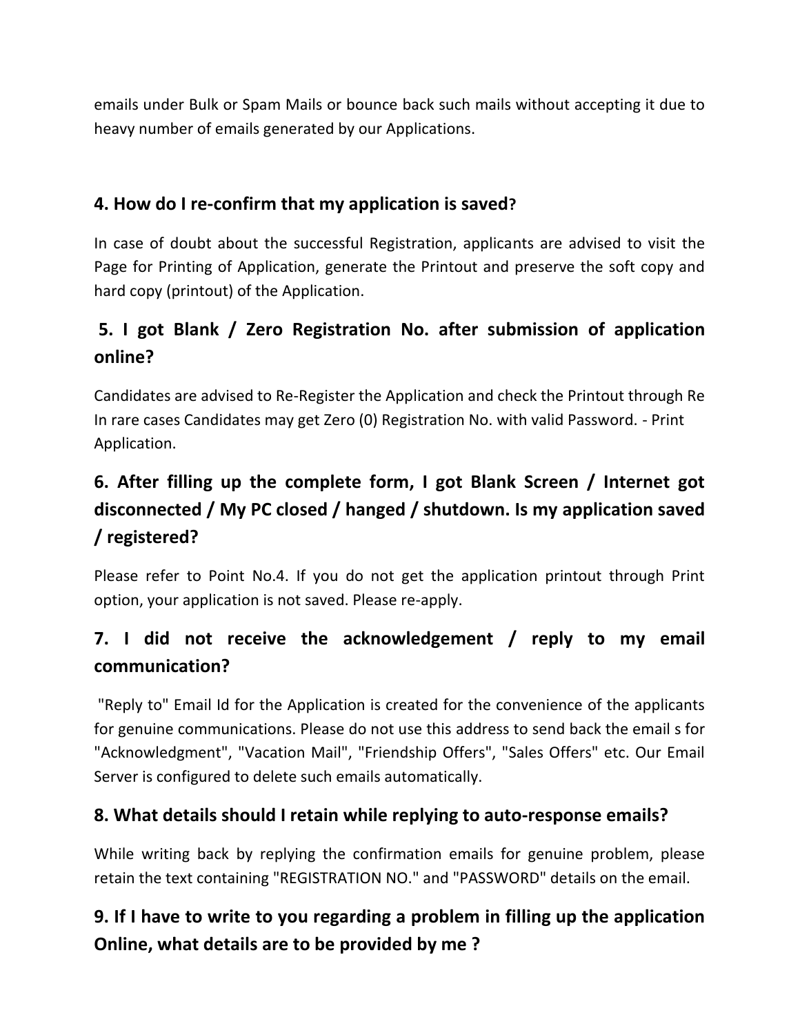emails under Bulk or Spam Mails or bounce back such mails without accepting it due to heavy number of emails generated by our Applications.

## 4. How do I re-confirm that my application is saved?

In case of doubt about the successful Registration, applicants are advised to visit the Page for Printing of Application, generate the Printout and preserve the soft copy and hard copy (printout) of the Application.

## 5. I got Blank / Zero Registration No. after submission of application online?

Candidates are advised to Re-Register the Application and check the Printout through Re In rare cases Candidates may get Zero (0) Registration No. with valid Password. - Print Application.

## 6. After filling up the complete form, I got Blank Screen / Internet got disconnected / My PC closed / hanged / shutdown. Is my application saved / registered?

Please refer to Point No.4. If you do not get the application printout through Print option, your application is not saved. Please re-apply.

## 7. I did not receive the acknowledgement / reply to my email communication?

"Reply to" Email Id for the Application is created for the convenience of the applicants for genuine communications. Please do not use this address to send back the email s for "Acknowledgment", "Vacation Mail", "Friendship Offers", "Sales Offers" etc. Our Email Server is configured to delete such emails automatically.

## 8. What details should I retain while replying to auto-response emails?

While writing back by replying the confirmation emails for genuine problem, please retain the text containing "REGISTRATION NO." and "PASSWORD" details on the email.

## 9. If I have to write to you regarding a problem in filling up the application Online, what details are to be provided by me ?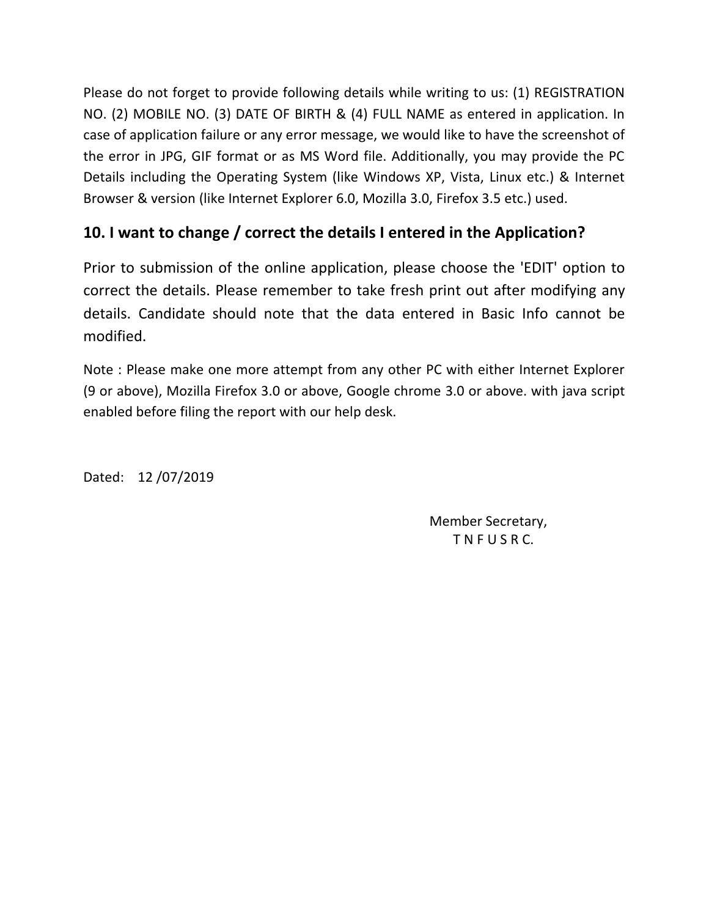Please do not forget to provide following details while writing to us: (1) REGISTRATION NO. (2) MOBILE NO. (3) DATE OF BIRTH & (4) FULL NAME as entered in application. In case of application failure or any error message, we would like to have the screenshot of the error in JPG, GIF format or as MS Word file. Additionally, you may provide the PC Details including the Operating System (like Windows XP, Vista, Linux etc.) & Internet Browser & version (like Internet Explorer 6.0, Mozilla 3.0, Firefox 3.5 etc.) used.

## 10. I want to change / correct the details I entered in the Application?

Prior to submission of the online application, please choose the 'EDIT' option to correct the details. Please remember to take fresh print out after modifying any details. Candidate should note that the data entered in Basic Info cannot be modified.

Note : Please make one more attempt from any other PC with either Internet Explorer (9 or above), Mozilla Firefox 3.0 or above, Google chrome 3.0 or above. with java script enabled before filing the report with our help desk.

Dated: 12 /07/2019

Member Secretary,
T N F U S R C.